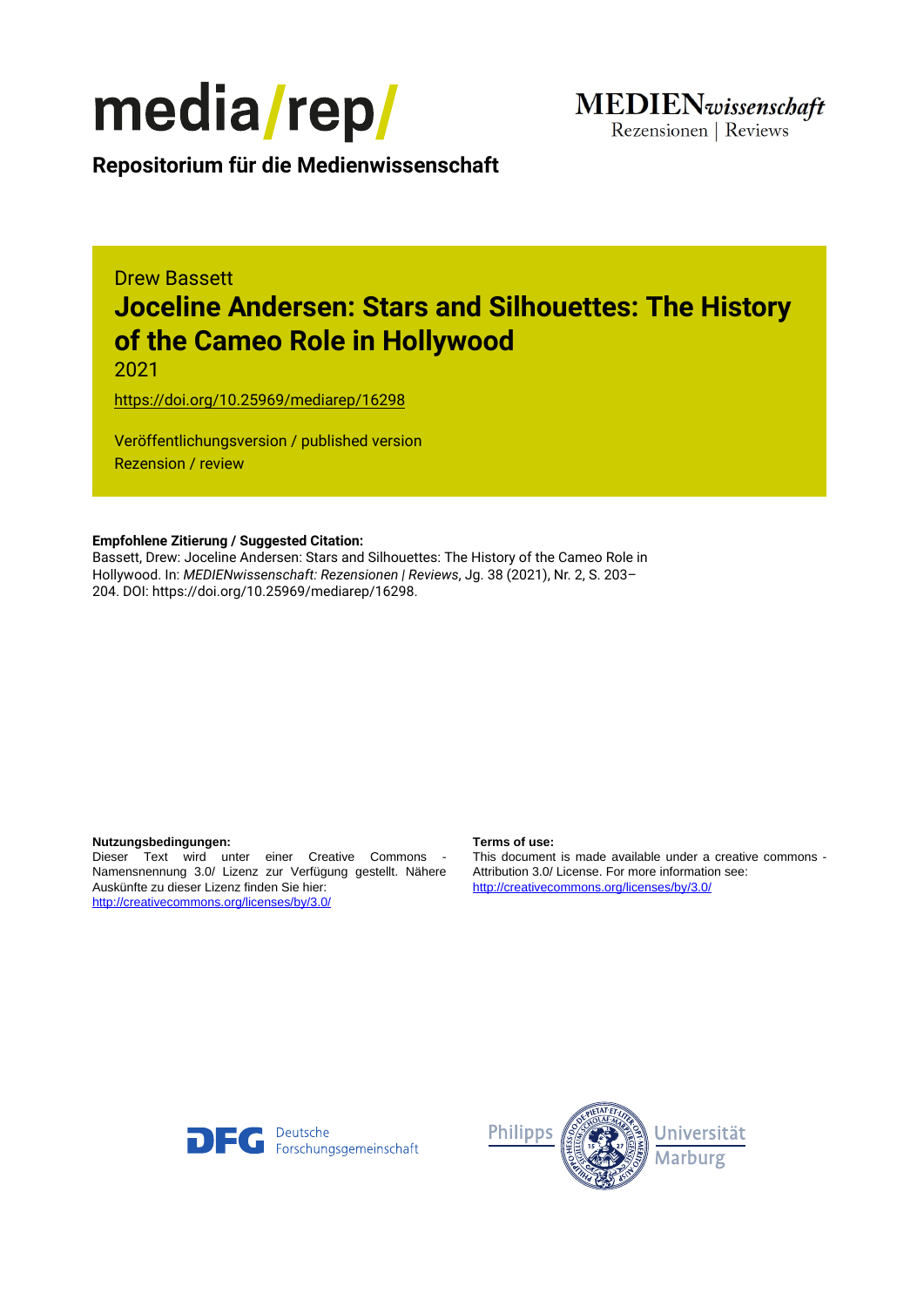media/rep/

**Repositorium für die Medienwissenschaft**

MEDIENwissenschaft
Rezensionen | Reviews

Drew Bassett

# Joceline Andersen: Stars and Silhouettes: The History of the Cameo Role in Hollywood

2021

https://doi.org/10.25969/mediarep/16298

Veröffentlichungsversion / published version
Rezension / review

**Empfohlene Zitierung / Suggested Citation:**
Bassett, Drew: Joceline Andersen: Stars and Silhouettes: The History of the Cameo Role in Hollywood. In: *MEDIENwissenschaft: Rezensionen | Reviews*, Jg. 38 (2021), Nr. 2, S. 203–204. DOI: https://doi.org/10.25969/mediarep/16298.

**Nutzungsbedingungen:**
Dieser Text wird unter einer Creative Commons - Namensnennung 3.0/ Lizenz zur Verfügung gestellt. Nähere Auskünfte zu dieser Lizenz finden Sie hier:
http://creativecommons.org/licenses/by/3.0/

**Terms of use:**
This document is made available under a creative commons - Attribution 3.0/ License. For more information see:
http://creativecommons.org/licenses/by/3.0/

Deutsche Forschungsgemeinschaft

Philipps Universität Marburg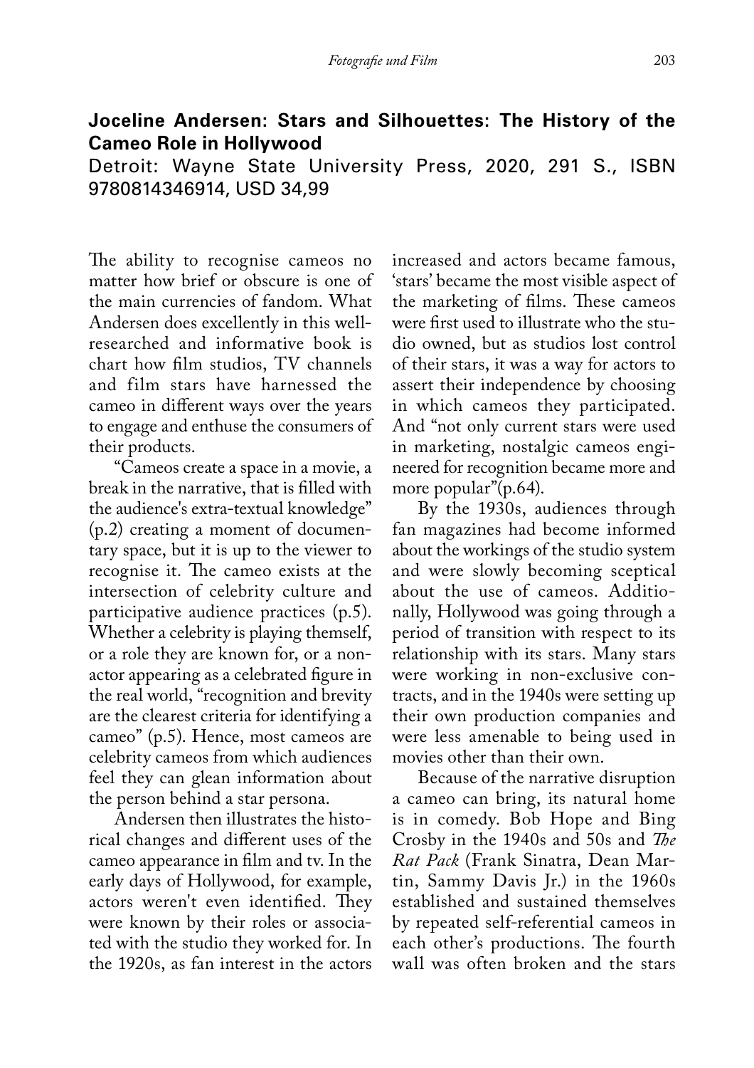**Joceline Andersen: Stars and Silhouettes: The History of the Cameo Role in Hollywood**

Detroit: Wayne State University Press, 2020, 291 S., ISBN 9780814346914, USD 34,99

The ability to recognise cameos no matter how brief or obscure is one of the main currencies of fandom. What Andersen does excellently in this well-researched and informative book is chart how film studios, TV channels and film stars have harnessed the cameo in different ways over the years to engage and enthuse the consumers of their products.

"Cameos create a space in a movie, a break in the narrative, that is filled with the audience's extra-textual knowledge" (p.2) creating a moment of documentary space, but it is up to the viewer to recognise it. The cameo exists at the intersection of celebrity culture and participative audience practices (p.5). Whether a celebrity is playing themself, or a role they are known for, or a non-actor appearing as a celebrated figure in the real world, "recognition and brevity are the clearest criteria for identifying a cameo" (p.5). Hence, most cameos are celebrity cameos from which audiences feel they can glean information about the person behind a star persona.

Andersen then illustrates the historical changes and different uses of the cameo appearance in film and tv. In the early days of Hollywood, for example, actors weren't even identified. They were known by their roles or associated with the studio they worked for. In the 1920s, as fan interest in the actors increased and actors became famous, 'stars' became the most visible aspect of the marketing of films. These cameos were first used to illustrate who the studio owned, but as studios lost control of their stars, it was a way for actors to assert their independence by choosing in which cameos they participated. And "not only current stars were used in marketing, nostalgic cameos engineered for recognition became more and more popular"(p.64).

By the 1930s, audiences through fan magazines had become informed about the workings of the studio system and were slowly becoming sceptical about the use of cameos. Additionally, Hollywood was going through a period of transition with respect to its relationship with its stars. Many stars were working in non-exclusive contracts, and in the 1940s were setting up their own production companies and were less amenable to being used in movies other than their own.

Because of the narrative disruption a cameo can bring, its natural home is in comedy. Bob Hope and Bing Crosby in the 1940s and 50s and *The Rat Pack* (Frank Sinatra, Dean Martin, Sammy Davis Jr.) in the 1960s established and sustained themselves by repeated self-referential cameos in each other's productions. The fourth wall was often broken and the stars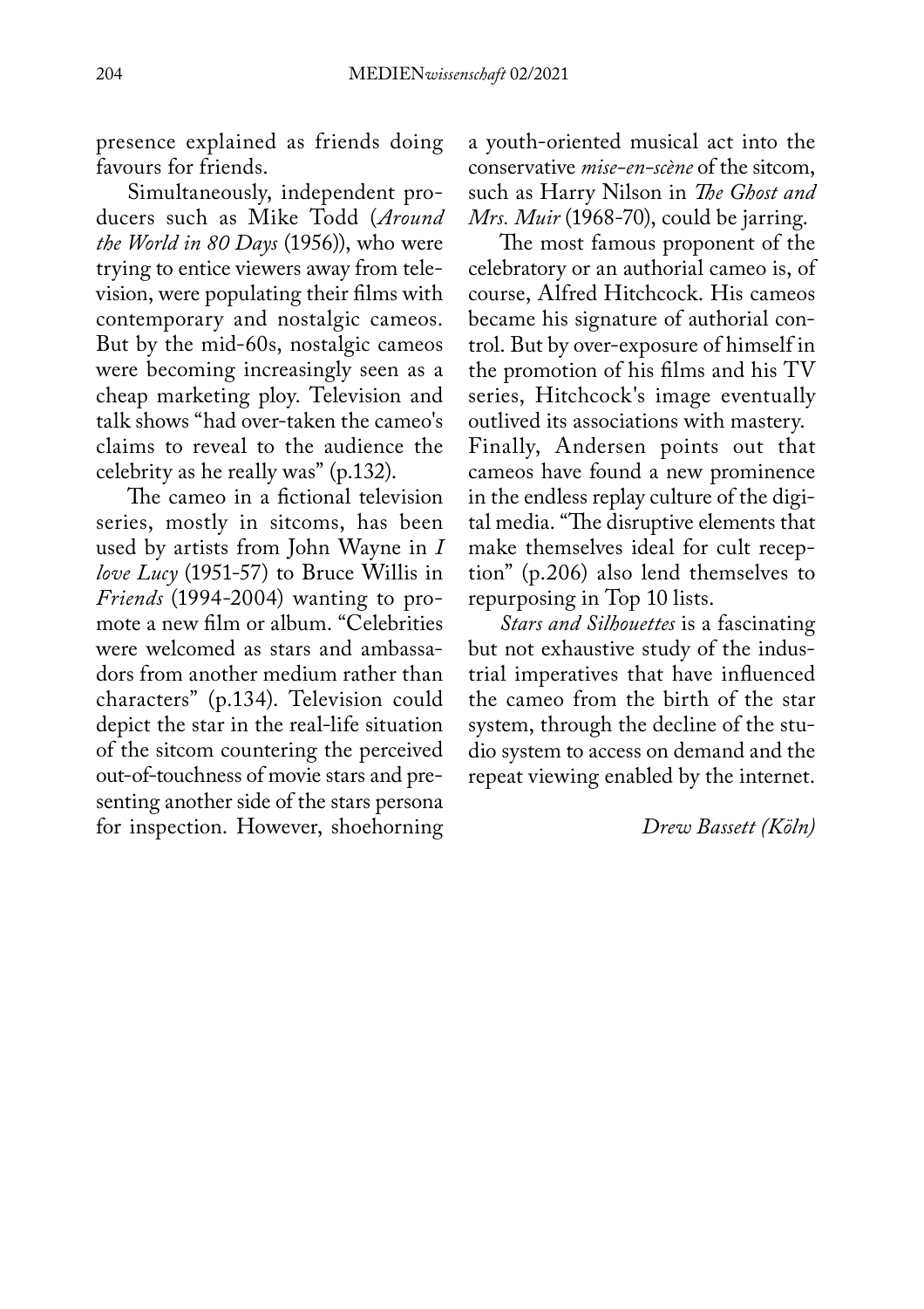presence explained as friends doing favours for friends.

Simultaneously, independent producers such as Mike Todd (*Around the World in 80 Days* (1956)), who were trying to entice viewers away from television, were populating their films with contemporary and nostalgic cameos. But by the mid-60s, nostalgic cameos were becoming increasingly seen as a cheap marketing ploy. Television and talk shows "had over-taken the cameo's claims to reveal to the audience the celebrity as he really was" (p.132).

The cameo in a fictional television series, mostly in sitcoms, has been used by artists from John Wayne in *I love Lucy* (1951-57) to Bruce Willis in *Friends* (1994-2004) wanting to promote a new film or album. "Celebrities were welcomed as stars and ambassadors from another medium rather than characters" (p.134). Television could depict the star in the real-life situation of the sitcom countering the perceived out-of-touchness of movie stars and presenting another side of the stars persona for inspection. However, shoehorning a youth-oriented musical act into the conservative *mise-en-scène* of the sitcom, such as Harry Nilson in *The Ghost and Mrs. Muir* (1968-70), could be jarring.

The most famous proponent of the celebratory or an authorial cameo is, of course, Alfred Hitchcock. His cameos became his signature of authorial control. But by over-exposure of himself in the promotion of his films and his TV series, Hitchcock's image eventually outlived its associations with mastery. Finally, Andersen points out that cameos have found a new prominence in the endless replay culture of the digital media. "The disruptive elements that make themselves ideal for cult reception" (p.206) also lend themselves to repurposing in Top 10 lists.

*Stars and Silhouettes* is a fascinating but not exhaustive study of the industrial imperatives that have influenced the cameo from the birth of the star system, through the decline of the studio system to access on demand and the repeat viewing enabled by the internet.

*Drew Bassett (Köln)*